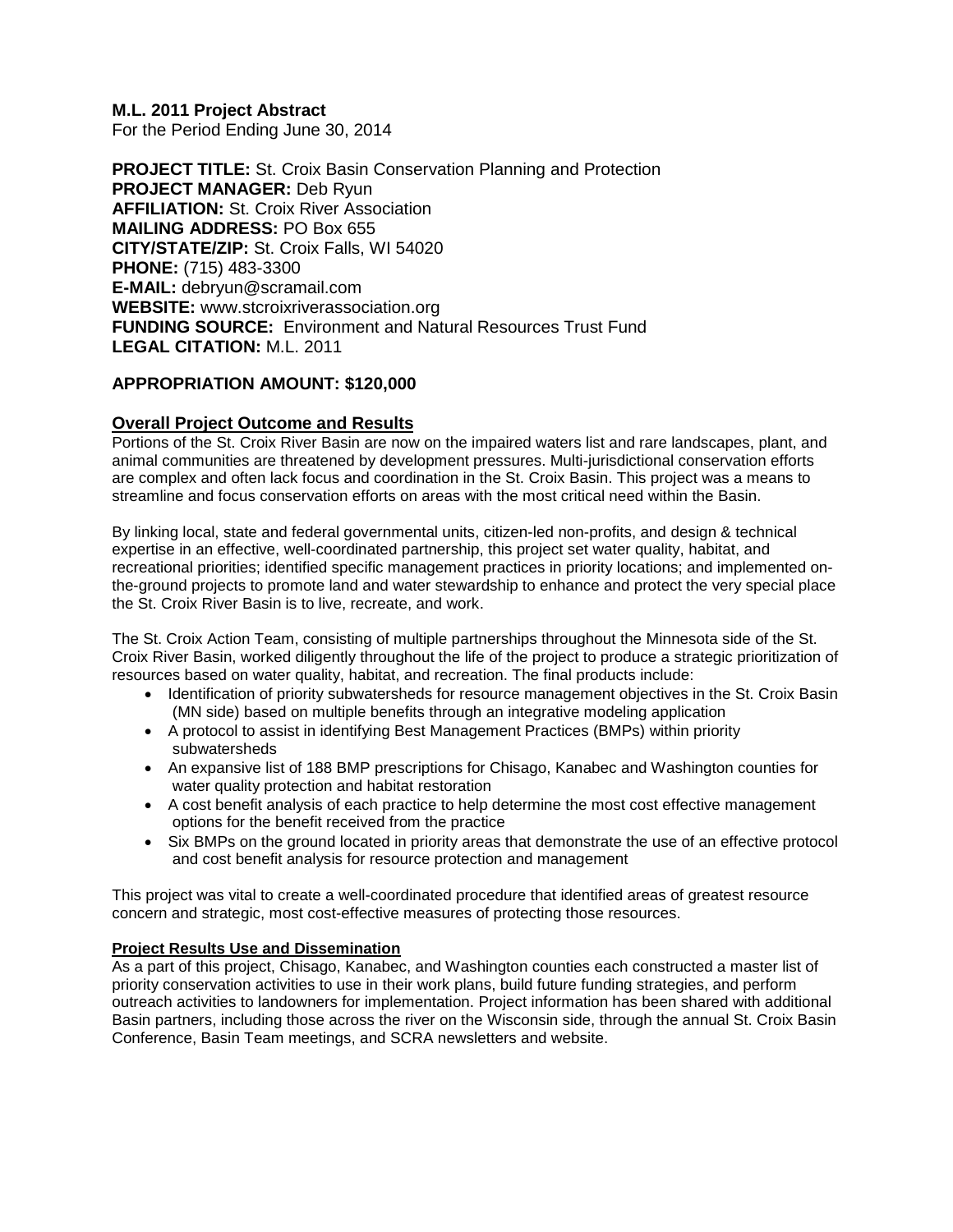**M.L. 2011 Project Abstract**
For the Period Ending June 30, 2014

**PROJECT TITLE:** St. Croix Basin Conservation Planning and Protection
**PROJECT MANAGER:** Deb Ryun
**AFFILIATION:** St. Croix River Association
**MAILING ADDRESS:** PO Box 655
**CITY/STATE/ZIP:** St. Croix Falls, WI 54020
**PHONE:** (715) 483-3300
**E-MAIL:** debryun@scramail.com
**WEBSITE:** www.stcroixriverassociation.org
**FUNDING SOURCE:** Environment and Natural Resources Trust Fund
**LEGAL CITATION:** M.L. 2011

**APPROPRIATION AMOUNT: $120,000**

## Overall Project Outcome and Results

Portions of the St. Croix River Basin are now on the impaired waters list and rare landscapes, plant, and animal communities are threatened by development pressures. Multi-jurisdictional conservation efforts are complex and often lack focus and coordination in the St. Croix Basin. This project was a means to streamline and focus conservation efforts on areas with the most critical need within the Basin.

By linking local, state and federal governmental units, citizen-led non-profits, and design & technical expertise in an effective, well-coordinated partnership, this project set water quality, habitat, and recreational priorities; identified specific management practices in priority locations; and implemented on-the-ground projects to promote land and water stewardship to enhance and protect the very special place the St. Croix River Basin is to live, recreate, and work.

The St. Croix Action Team, consisting of multiple partnerships throughout the Minnesota side of the St. Croix River Basin, worked diligently throughout the life of the project to produce a strategic prioritization of resources based on water quality, habitat, and recreation. The final products include:

- Identification of priority subwatersheds for resource management objectives in the St. Croix Basin (MN side) based on multiple benefits through an integrative modeling application
- A protocol to assist in identifying Best Management Practices (BMPs) within priority subwatersheds
- An expansive list of 188 BMP prescriptions for Chisago, Kanabec and Washington counties for water quality protection and habitat restoration
- A cost benefit analysis of each practice to help determine the most cost effective management options for the benefit received from the practice
- Six BMPs on the ground located in priority areas that demonstrate the use of an effective protocol and cost benefit analysis for resource protection and management

This project was vital to create a well-coordinated procedure that identified areas of greatest resource concern and strategic, most cost-effective measures of protecting those resources.

### Project Results Use and Dissemination

As a part of this project, Chisago, Kanabec, and Washington counties each constructed a master list of priority conservation activities to use in their work plans, build future funding strategies, and perform outreach activities to landowners for implementation. Project information has been shared with additional Basin partners, including those across the river on the Wisconsin side, through the annual St. Croix Basin Conference, Basin Team meetings, and SCRA newsletters and website.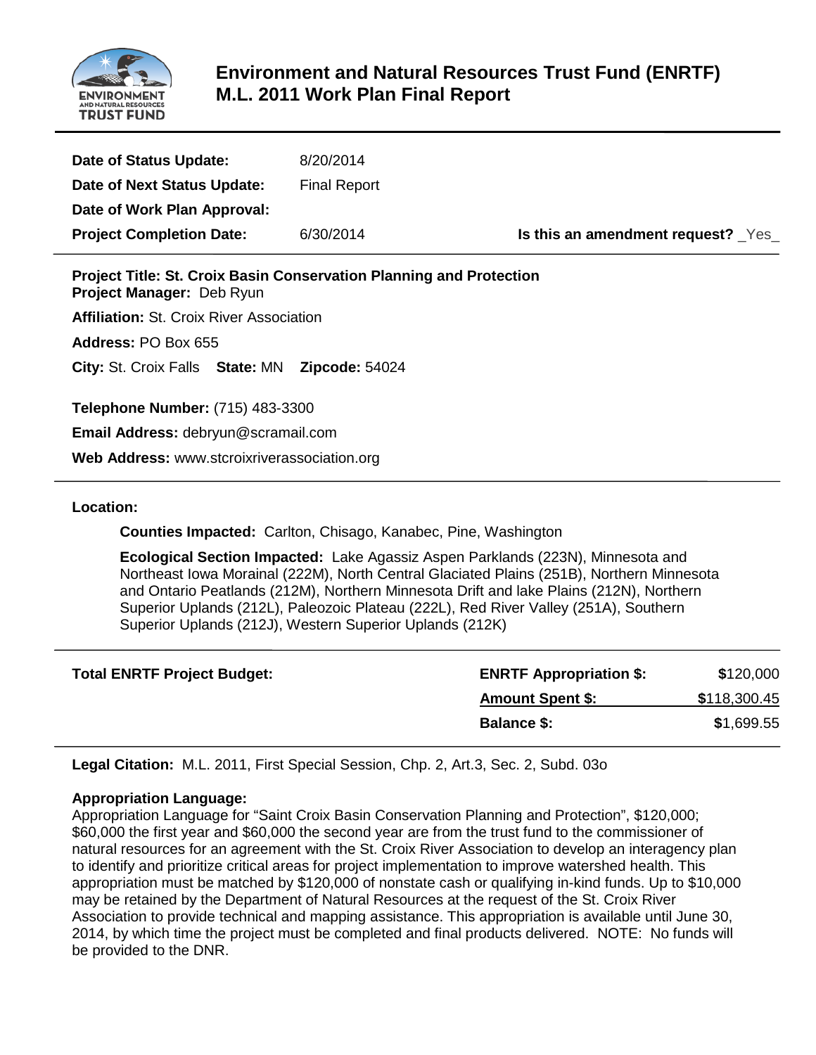# Environment and Natural Resources Trust Fund (ENRTF)
# M.L. 2011 Work Plan Final Report

**Date of Status Update:** 8/20/2014

**Date of Next Status Update:** Final Report

**Date of Work Plan Approval:**

**Project Completion Date:** 6/30/2014 **Is this an amendment request?** _Yes_

---

**Project Title: St. Croix Basin Conservation Planning and Protection**

**Project Manager:** Deb Ryun

**Affiliation:** St. Croix River Association

**Address:** PO Box 655

**City:** St. Croix Falls **State:** MN **Zipcode:** 54024

**Telephone Number:** (715) 483-3300

**Email Address:** debryun@scramail.com

**Web Address:** www.stcroixriverassociation.org

---

**Location:**

**Counties Impacted:** Carlton, Chisago, Kanabec, Pine, Washington

**Ecological Section Impacted:** Lake Agassiz Aspen Parklands (223N), Minnesota and Northeast Iowa Morainal (222M), North Central Glaciated Plains (251B), Northern Minnesota and Ontario Peatlands (212M), Northern Minnesota Drift and lake Plains (212N), Northern Superior Uplands (212L), Paleozoic Plateau (222L), Red River Valley (251A), Southern Superior Uplands (212J), Western Superior Uplands (212K)

---

| **Total ENRTF Project Budget:** | | |
|---|---|---|
| | **ENRTF Appropriation $:** | $120,000 |
| | **Amount Spent $:** | $118,300.45 |
| | **Balance $:** | $1,699.55 |

---

**Legal Citation:** M.L. 2011, First Special Session, Chp. 2, Art.3, Sec. 2, Subd. 03o

**Appropriation Language:**
Appropriation Language for "Saint Croix Basin Conservation Planning and Protection", $120,000; $60,000 the first year and $60,000 the second year are from the trust fund to the commissioner of natural resources for an agreement with the St. Croix River Association to develop an interagency plan to identify and prioritize critical areas for project implementation to improve watershed health. This appropriation must be matched by $120,000 of nonstate cash or qualifying in-kind funds. Up to $10,000 may be retained by the Department of Natural Resources at the request of the St. Croix River Association to provide technical and mapping assistance. This appropriation is available until June 30, 2014, by which time the project must be completed and final products delivered. NOTE: No funds will be provided to the DNR.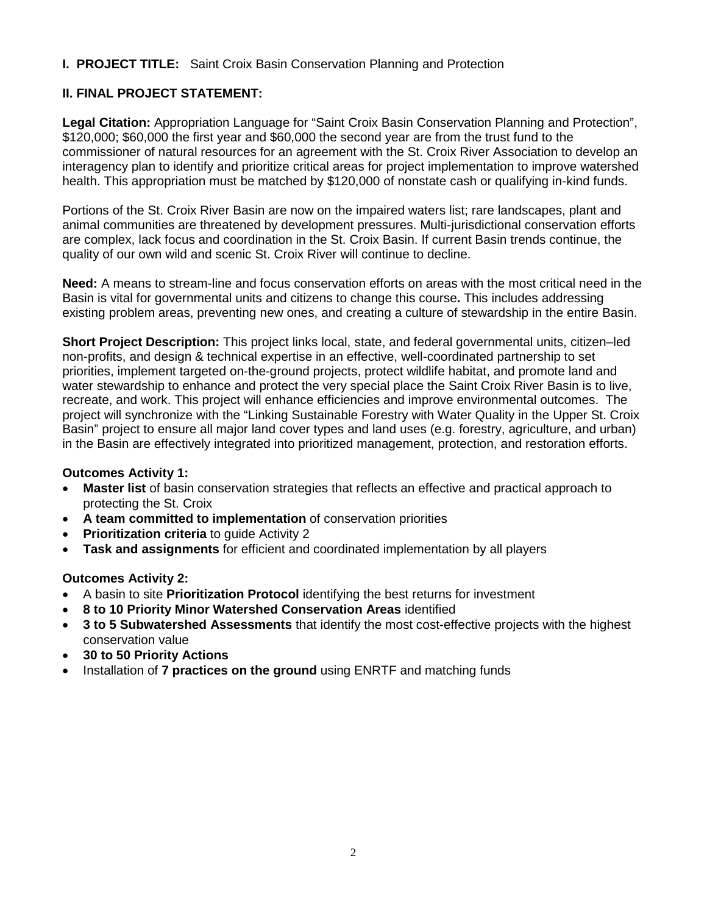**I. PROJECT TITLE:** Saint Croix Basin Conservation Planning and Protection

**II. FINAL PROJECT STATEMENT:**

**Legal Citation:** Appropriation Language for "Saint Croix Basin Conservation Planning and Protection", $120,000; $60,000 the first year and $60,000 the second year are from the trust fund to the commissioner of natural resources for an agreement with the St. Croix River Association to develop an interagency plan to identify and prioritize critical areas for project implementation to improve watershed health. This appropriation must be matched by $120,000 of nonstate cash or qualifying in-kind funds.

Portions of the St. Croix River Basin are now on the impaired waters list; rare landscapes, plant and animal communities are threatened by development pressures. Multi-jurisdictional conservation efforts are complex, lack focus and coordination in the St. Croix Basin. If current Basin trends continue, the quality of our own wild and scenic St. Croix River will continue to decline.

**Need:** A means to stream-line and focus conservation efforts on areas with the most critical need in the Basin is vital for governmental units and citizens to change this course**.** This includes addressing existing problem areas, preventing new ones, and creating a culture of stewardship in the entire Basin.

**Short Project Description:** This project links local, state, and federal governmental units, citizen–led non-profits, and design & technical expertise in an effective, well-coordinated partnership to set priorities, implement targeted on-the-ground projects, protect wildlife habitat, and promote land and water stewardship to enhance and protect the very special place the Saint Croix River Basin is to live, recreate, and work. This project will enhance efficiencies and improve environmental outcomes. The project will synchronize with the "Linking Sustainable Forestry with Water Quality in the Upper St. Croix Basin" project to ensure all major land cover types and land uses (e.g. forestry, agriculture, and urban) in the Basin are effectively integrated into prioritized management, protection, and restoration efforts.

**Outcomes Activity 1:**

- **Master list** of basin conservation strategies that reflects an effective and practical approach to protecting the St. Croix
- **A team committed to implementation** of conservation priorities
- **Prioritization criteria** to guide Activity 2
- **Task and assignments** for efficient and coordinated implementation by all players

**Outcomes Activity 2:**

- A basin to site **Prioritization Protocol** identifying the best returns for investment
- **8 to 10 Priority Minor Watershed Conservation Areas** identified
- **3 to 5 Subwatershed Assessments** that identify the most cost-effective projects with the highest conservation value
- **30 to 50 Priority Actions**
- Installation of **7 practices on the ground** using ENRTF and matching funds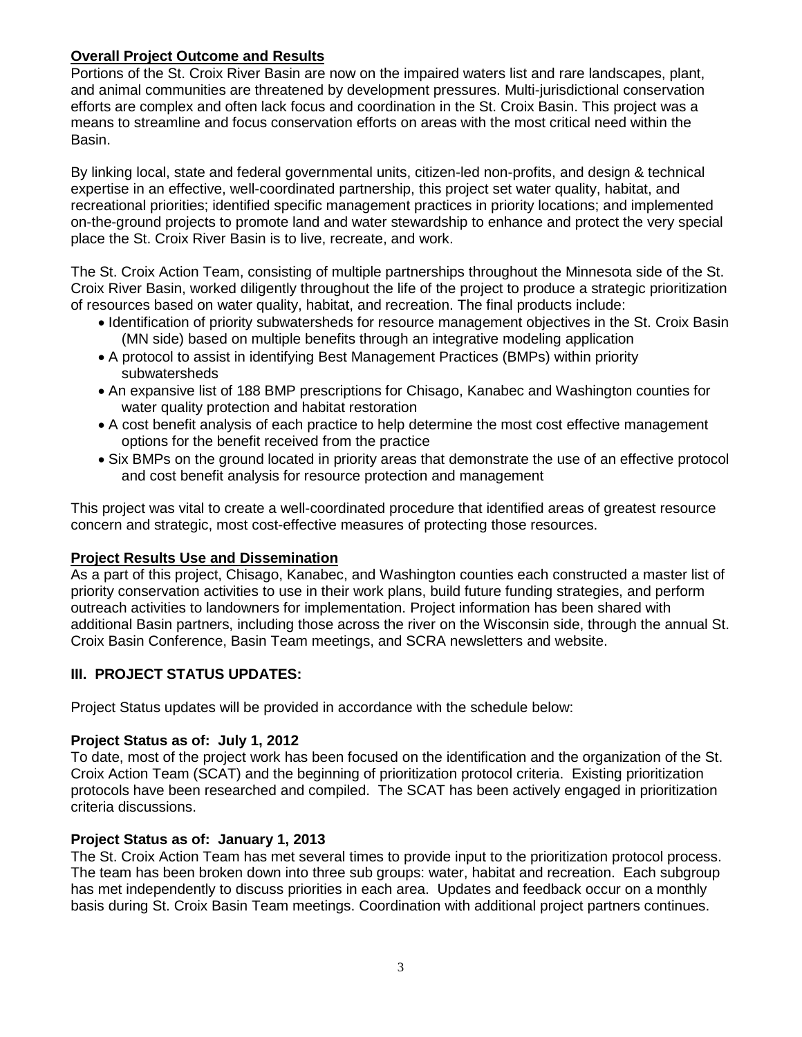**Overall Project Outcome and Results**

Portions of the St. Croix River Basin are now on the impaired waters list and rare landscapes, plant, and animal communities are threatened by development pressures. Multi-jurisdictional conservation efforts are complex and often lack focus and coordination in the St. Croix Basin. This project was a means to streamline and focus conservation efforts on areas with the most critical need within the Basin.

By linking local, state and federal governmental units, citizen-led non-profits, and design & technical expertise in an effective, well-coordinated partnership, this project set water quality, habitat, and recreational priorities; identified specific management practices in priority locations; and implemented on-the-ground projects to promote land and water stewardship to enhance and protect the very special place the St. Croix River Basin is to live, recreate, and work.

The St. Croix Action Team, consisting of multiple partnerships throughout the Minnesota side of the St. Croix River Basin, worked diligently throughout the life of the project to produce a strategic prioritization of resources based on water quality, habitat, and recreation. The final products include:

- Identification of priority subwatersheds for resource management objectives in the St. Croix Basin (MN side) based on multiple benefits through an integrative modeling application
- A protocol to assist in identifying Best Management Practices (BMPs) within priority subwatersheds
- An expansive list of 188 BMP prescriptions for Chisago, Kanabec and Washington counties for water quality protection and habitat restoration
- A cost benefit analysis of each practice to help determine the most cost effective management options for the benefit received from the practice
- Six BMPs on the ground located in priority areas that demonstrate the use of an effective protocol and cost benefit analysis for resource protection and management

This project was vital to create a well-coordinated procedure that identified areas of greatest resource concern and strategic, most cost-effective measures of protecting those resources.

**Project Results Use and Dissemination**

As a part of this project, Chisago, Kanabec, and Washington counties each constructed a master list of priority conservation activities to use in their work plans, build future funding strategies, and perform outreach activities to landowners for implementation. Project information has been shared with additional Basin partners, including those across the river on the Wisconsin side, through the annual St. Croix Basin Conference, Basin Team meetings, and SCRA newsletters and website.

## III. PROJECT STATUS UPDATES:

Project Status updates will be provided in accordance with the schedule below:

**Project Status as of: July 1, 2012**

To date, most of the project work has been focused on the identification and the organization of the St. Croix Action Team (SCAT) and the beginning of prioritization protocol criteria. Existing prioritization protocols have been researched and compiled. The SCAT has been actively engaged in prioritization criteria discussions.

**Project Status as of: January 1, 2013**

The St. Croix Action Team has met several times to provide input to the prioritization protocol process. The team has been broken down into three sub groups: water, habitat and recreation. Each subgroup has met independently to discuss priorities in each area. Updates and feedback occur on a monthly basis during St. Croix Basin Team meetings. Coordination with additional project partners continues.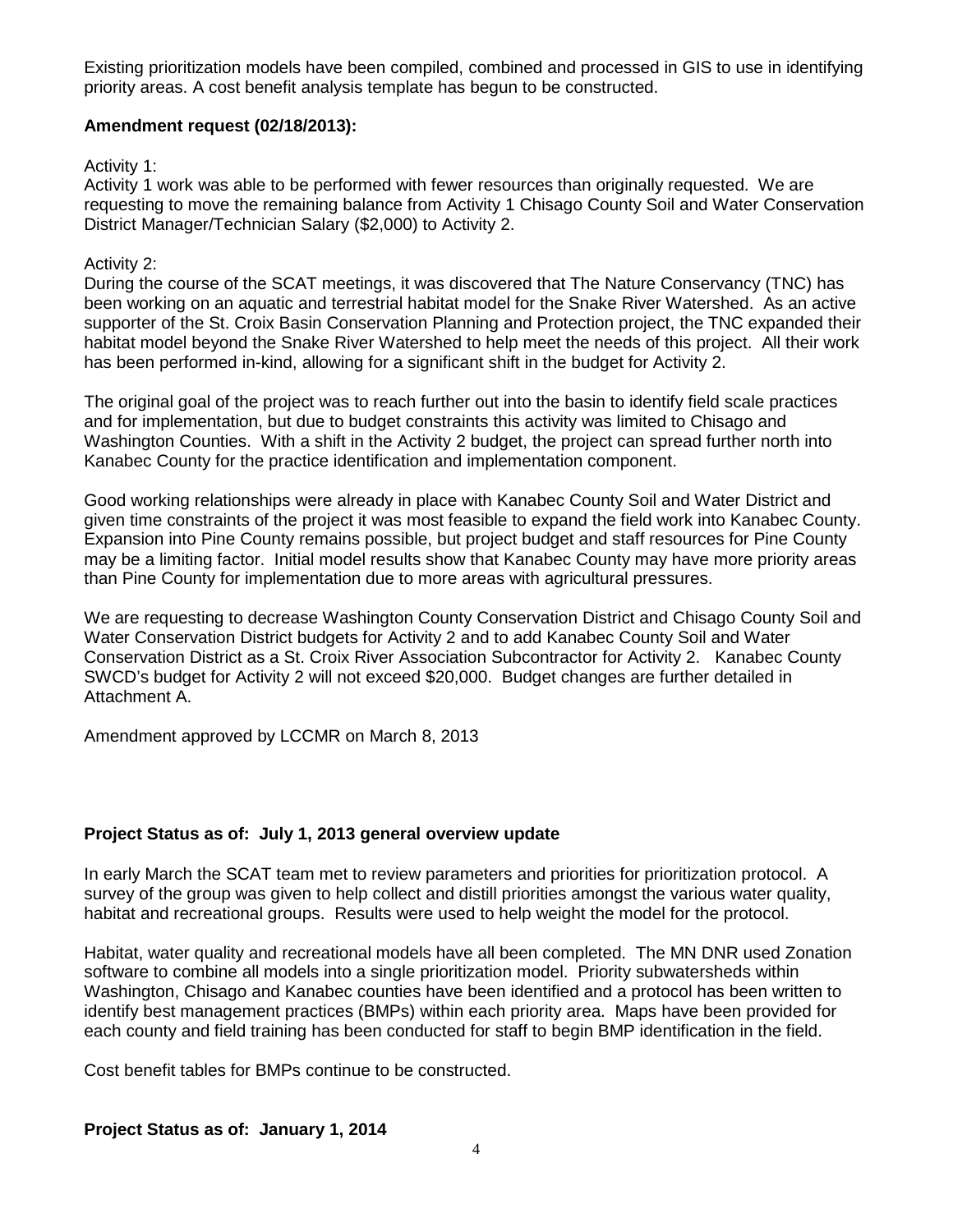Existing prioritization models have been compiled, combined and processed in GIS to use in identifying priority areas. A cost benefit analysis template has begun to be constructed.

**Amendment request (02/18/2013):**

Activity 1:
Activity 1 work was able to be performed with fewer resources than originally requested. We are requesting to move the remaining balance from Activity 1 Chisago County Soil and Water Conservation District Manager/Technician Salary ($2,000) to Activity 2.

Activity 2:
During the course of the SCAT meetings, it was discovered that The Nature Conservancy (TNC) has been working on an aquatic and terrestrial habitat model for the Snake River Watershed. As an active supporter of the St. Croix Basin Conservation Planning and Protection project, the TNC expanded their habitat model beyond the Snake River Watershed to help meet the needs of this project. All their work has been performed in-kind, allowing for a significant shift in the budget for Activity 2.

The original goal of the project was to reach further out into the basin to identify field scale practices and for implementation, but due to budget constraints this activity was limited to Chisago and Washington Counties. With a shift in the Activity 2 budget, the project can spread further north into Kanabec County for the practice identification and implementation component.

Good working relationships were already in place with Kanabec County Soil and Water District and given time constraints of the project it was most feasible to expand the field work into Kanabec County. Expansion into Pine County remains possible, but project budget and staff resources for Pine County may be a limiting factor. Initial model results show that Kanabec County may have more priority areas than Pine County for implementation due to more areas with agricultural pressures.

We are requesting to decrease Washington County Conservation District and Chisago County Soil and Water Conservation District budgets for Activity 2 and to add Kanabec County Soil and Water Conservation District as a St. Croix River Association Subcontractor for Activity 2. Kanabec County SWCD's budget for Activity 2 will not exceed $20,000. Budget changes are further detailed in Attachment A.

Amendment approved by LCCMR on March 8, 2013

**Project Status as of: July 1, 2013 general overview update**

In early March the SCAT team met to review parameters and priorities for prioritization protocol. A survey of the group was given to help collect and distill priorities amongst the various water quality, habitat and recreational groups. Results were used to help weight the model for the protocol.

Habitat, water quality and recreational models have all been completed. The MN DNR used Zonation software to combine all models into a single prioritization model. Priority subwatersheds within Washington, Chisago and Kanabec counties have been identified and a protocol has been written to identify best management practices (BMPs) within each priority area. Maps have been provided for each county and field training has been conducted for staff to begin BMP identification in the field.

Cost benefit tables for BMPs continue to be constructed.

**Project Status as of: January 1, 2014**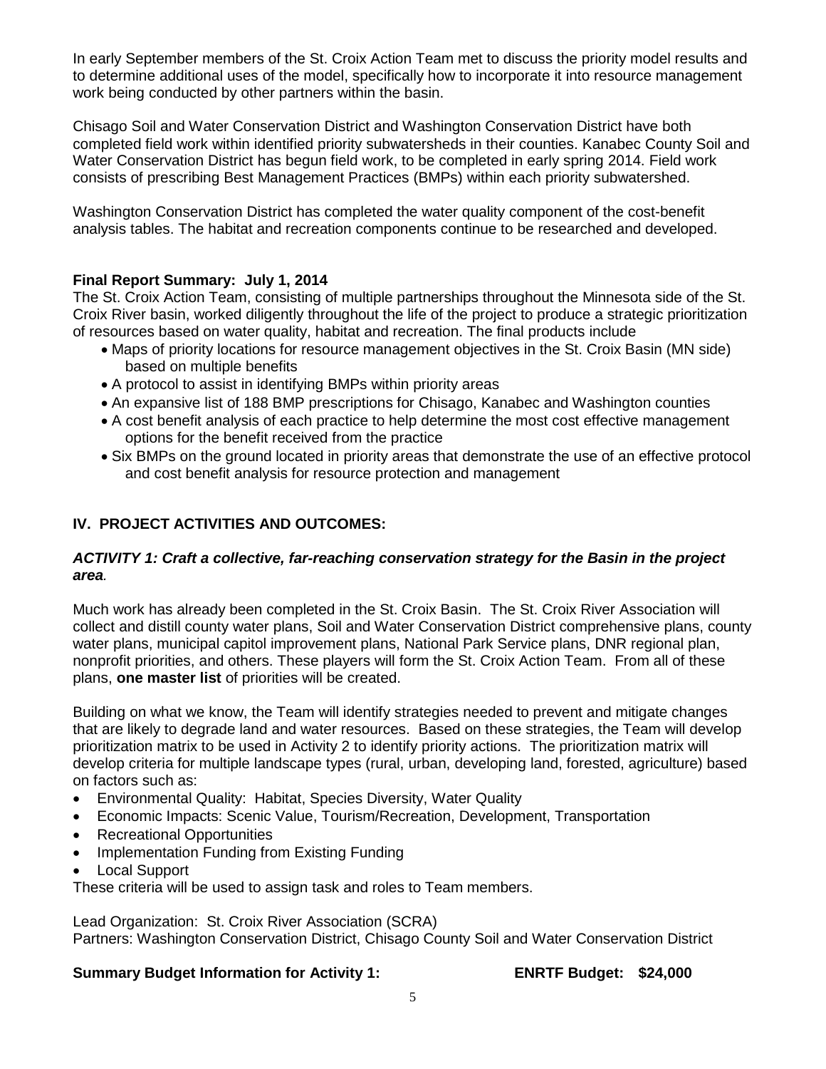In early September members of the St. Croix Action Team met to discuss the priority model results and to determine additional uses of the model, specifically how to incorporate it into resource management work being conducted by other partners within the basin.

Chisago Soil and Water Conservation District and Washington Conservation District have both completed field work within identified priority subwatersheds in their counties. Kanabec County Soil and Water Conservation District has begun field work, to be completed in early spring 2014. Field work consists of prescribing Best Management Practices (BMPs) within each priority subwatershed.

Washington Conservation District has completed the water quality component of the cost-benefit analysis tables. The habitat and recreation components continue to be researched and developed.

**Final Report Summary: July 1, 2014**

The St. Croix Action Team, consisting of multiple partnerships throughout the Minnesota side of the St. Croix River basin, worked diligently throughout the life of the project to produce a strategic prioritization of resources based on water quality, habitat and recreation. The final products include

- Maps of priority locations for resource management objectives in the St. Croix Basin (MN side) based on multiple benefits
- A protocol to assist in identifying BMPs within priority areas
- An expansive list of 188 BMP prescriptions for Chisago, Kanabec and Washington counties
- A cost benefit analysis of each practice to help determine the most cost effective management options for the benefit received from the practice
- Six BMPs on the ground located in priority areas that demonstrate the use of an effective protocol and cost benefit analysis for resource protection and management

## IV. PROJECT ACTIVITIES AND OUTCOMES:

### *ACTIVITY 1: Craft a collective, far-reaching conservation strategy for the Basin in the project area.*

Much work has already been completed in the St. Croix Basin. The St. Croix River Association will collect and distill county water plans, Soil and Water Conservation District comprehensive plans, county water plans, municipal capitol improvement plans, National Park Service plans, DNR regional plan, nonprofit priorities, and others. These players will form the St. Croix Action Team. From all of these plans, **one master list** of priorities will be created.

Building on what we know, the Team will identify strategies needed to prevent and mitigate changes that are likely to degrade land and water resources. Based on these strategies, the Team will develop prioritization matrix to be used in Activity 2 to identify priority actions. The prioritization matrix will develop criteria for multiple landscape types (rural, urban, developing land, forested, agriculture) based on factors such as:

- Environmental Quality: Habitat, Species Diversity, Water Quality
- Economic Impacts: Scenic Value, Tourism/Recreation, Development, Transportation
- Recreational Opportunities
- Implementation Funding from Existing Funding
- Local Support

These criteria will be used to assign task and roles to Team members.

Lead Organization: St. Croix River Association (SCRA)
Partners: Washington Conservation District, Chisago County Soil and Water Conservation District

**Summary Budget Information for Activity 1: ENRTF Budget: $24,000**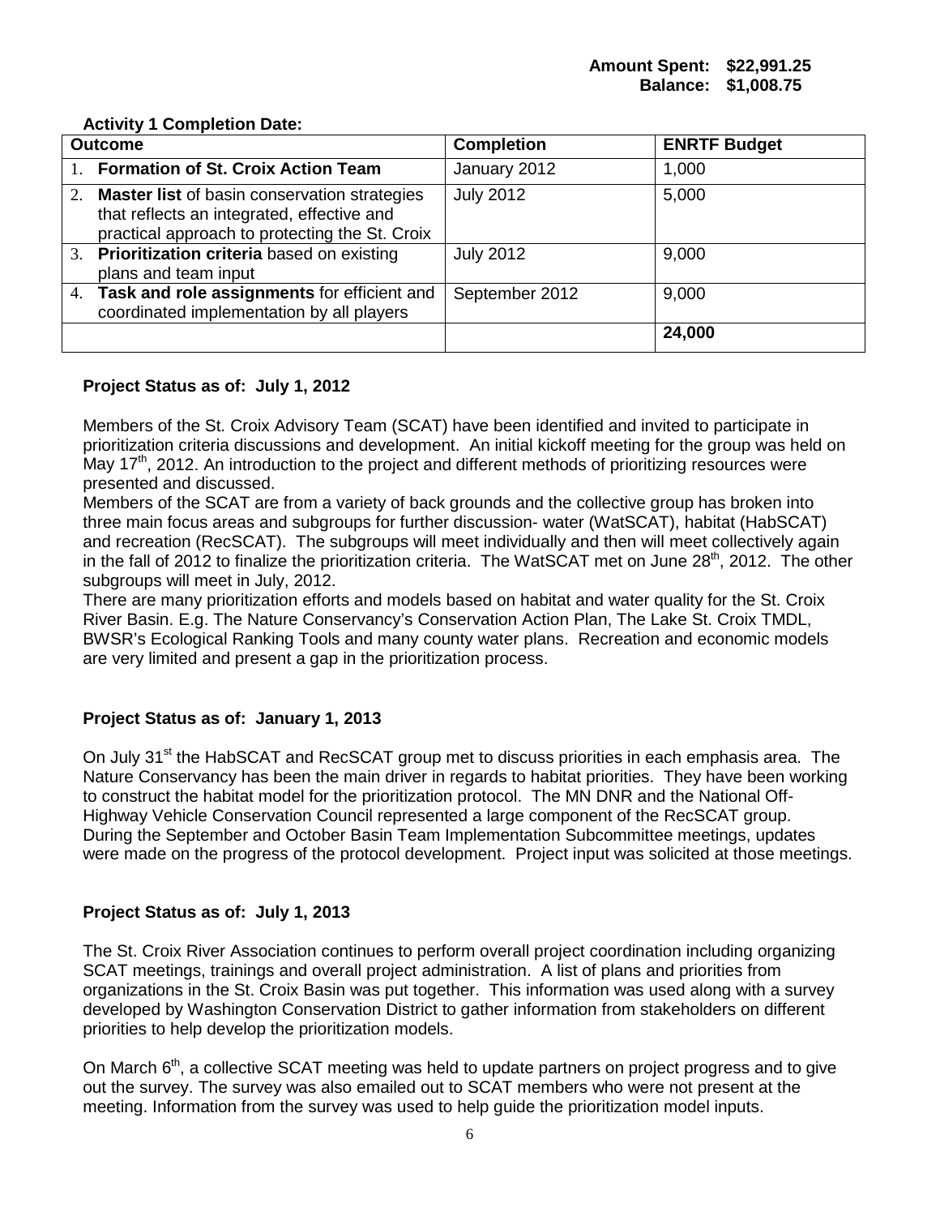**Amount Spent: $22,991.25**
**Balance: $1,008.75**

**Activity 1 Completion Date:**

| Outcome | Completion | ENRTF Budget |
|---|---|---|
| 1. **Formation of St. Croix Action Team** | January 2012 | 1,000 |
| 2. **Master list** of basin conservation strategies that reflects an integrated, effective and practical approach to protecting the St. Croix | July 2012 | 5,000 |
| 3. **Prioritization criteria** based on existing plans and team input | July 2012 | 9,000 |
| 4. **Task and role assignments** for efficient and coordinated implementation by all players | September 2012 | 9,000 |
| | | **24,000** |

**Project Status as of: July 1, 2012**

Members of the St. Croix Advisory Team (SCAT) have been identified and invited to participate in prioritization criteria discussions and development. An initial kickoff meeting for the group was held on May 17th, 2012. An introduction to the project and different methods of prioritizing resources were presented and discussed.

Members of the SCAT are from a variety of back grounds and the collective group has broken into three main focus areas and subgroups for further discussion- water (WatSCAT), habitat (HabSCAT) and recreation (RecSCAT). The subgroups will meet individually and then will meet collectively again in the fall of 2012 to finalize the prioritization criteria. The WatSCAT met on June 28th, 2012. The other subgroups will meet in July, 2012.

There are many prioritization efforts and models based on habitat and water quality for the St. Croix River Basin. E.g. The Nature Conservancy's Conservation Action Plan, The Lake St. Croix TMDL, BWSR's Ecological Ranking Tools and many county water plans. Recreation and economic models are very limited and present a gap in the prioritization process.

**Project Status as of: January 1, 2013**

On July 31st the HabSCAT and RecSCAT group met to discuss priorities in each emphasis area. The Nature Conservancy has been the main driver in regards to habitat priorities. They have been working to construct the habitat model for the prioritization protocol. The MN DNR and the National Off-Highway Vehicle Conservation Council represented a large component of the RecSCAT group. During the September and October Basin Team Implementation Subcommittee meetings, updates were made on the progress of the protocol development. Project input was solicited at those meetings.

**Project Status as of: July 1, 2013**

The St. Croix River Association continues to perform overall project coordination including organizing SCAT meetings, trainings and overall project administration. A list of plans and priorities from organizations in the St. Croix Basin was put together. This information was used along with a survey developed by Washington Conservation District to gather information from stakeholders on different priorities to help develop the prioritization models.

On March 6th, a collective SCAT meeting was held to update partners on project progress and to give out the survey. The survey was also emailed out to SCAT members who were not present at the meeting. Information from the survey was used to help guide the prioritization model inputs.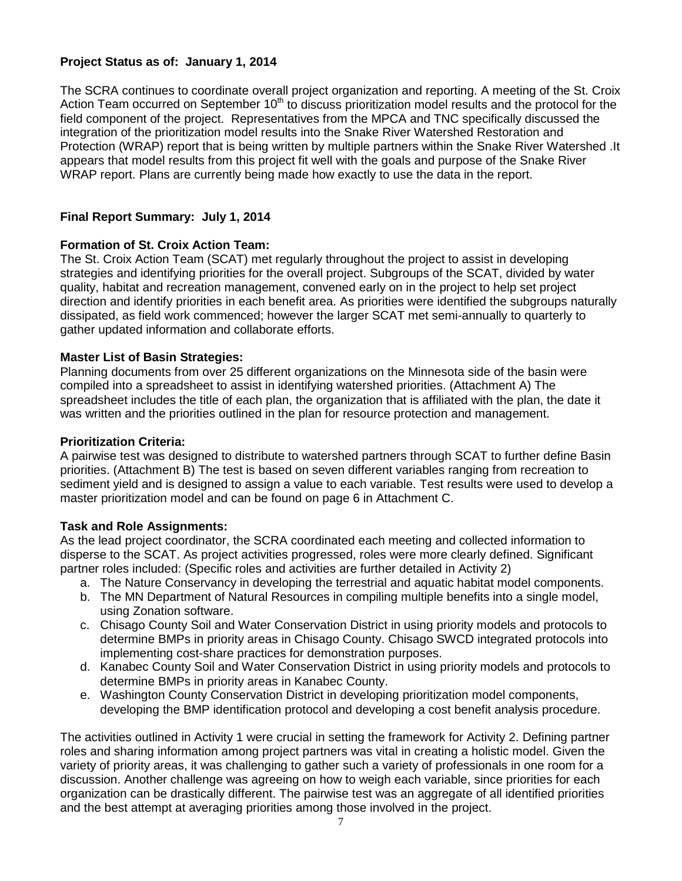**Project Status as of: January 1, 2014**

The SCRA continues to coordinate overall project organization and reporting. A meeting of the St. Croix Action Team occurred on September 10th to discuss prioritization model results and the protocol for the field component of the project. Representatives from the MPCA and TNC specifically discussed the integration of the prioritization model results into the Snake River Watershed Restoration and Protection (WRAP) report that is being written by multiple partners within the Snake River Watershed .It appears that model results from this project fit well with the goals and purpose of the Snake River WRAP report. Plans are currently being made how exactly to use the data in the report.

**Final Report Summary: July 1, 2014**

**Formation of St. Croix Action Team:**
The St. Croix Action Team (SCAT) met regularly throughout the project to assist in developing strategies and identifying priorities for the overall project. Subgroups of the SCAT, divided by water quality, habitat and recreation management, convened early on in the project to help set project direction and identify priorities in each benefit area. As priorities were identified the subgroups naturally dissipated, as field work commenced; however the larger SCAT met semi-annually to quarterly to gather updated information and collaborate efforts.

**Master List of Basin Strategies:**
Planning documents from over 25 different organizations on the Minnesota side of the basin were compiled into a spreadsheet to assist in identifying watershed priorities. (Attachment A) The spreadsheet includes the title of each plan, the organization that is affiliated with the plan, the date it was written and the priorities outlined in the plan for resource protection and management.

**Prioritization Criteria:**
A pairwise test was designed to distribute to watershed partners through SCAT to further define Basin priorities. (Attachment B) The test is based on seven different variables ranging from recreation to sediment yield and is designed to assign a value to each variable. Test results were used to develop a master prioritization model and can be found on page 6 in Attachment C.

**Task and Role Assignments:**
As the lead project coordinator, the SCRA coordinated each meeting and collected information to disperse to the SCAT. As project activities progressed, roles were more clearly defined. Significant partner roles included: (Specific roles and activities are further detailed in Activity 2)

a. The Nature Conservancy in developing the terrestrial and aquatic habitat model components.
b. The MN Department of Natural Resources in compiling multiple benefits into a single model, using Zonation software.
c. Chisago County Soil and Water Conservation District in using priority models and protocols to determine BMPs in priority areas in Chisago County. Chisago SWCD integrated protocols into implementing cost-share practices for demonstration purposes.
d. Kanabec County Soil and Water Conservation District in using priority models and protocols to determine BMPs in priority areas in Kanabec County.
e. Washington County Conservation District in developing prioritization model components, developing the BMP identification protocol and developing a cost benefit analysis procedure.

The activities outlined in Activity 1 were crucial in setting the framework for Activity 2. Defining partner roles and sharing information among project partners was vital in creating a holistic model. Given the variety of priority areas, it was challenging to gather such a variety of professionals in one room for a discussion. Another challenge was agreeing on how to weigh each variable, since priorities for each organization can be drastically different. The pairwise test was an aggregate of all identified priorities and the best attempt at averaging priorities among those involved in the project.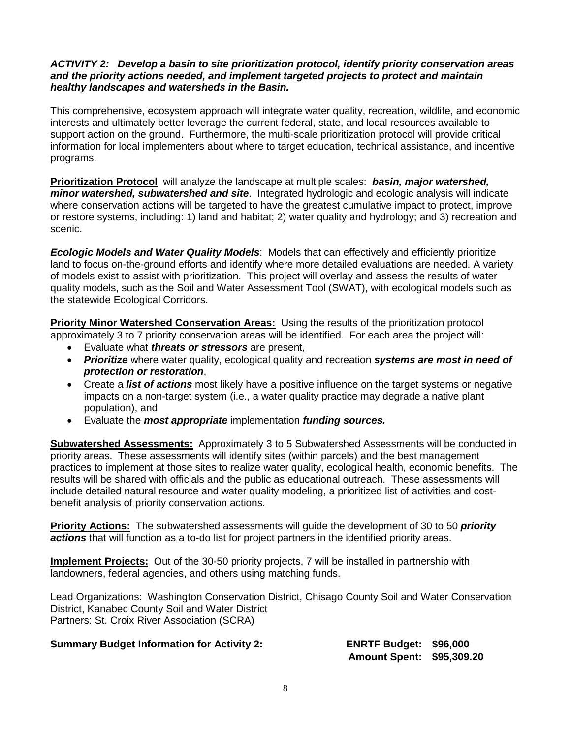***ACTIVITY 2: Develop a basin to site prioritization protocol, identify priority conservation areas and the priority actions needed, and implement targeted projects to protect and maintain healthy landscapes and watersheds in the Basin.***

This comprehensive, ecosystem approach will integrate water quality, recreation, wildlife, and economic interests and ultimately better leverage the current federal, state, and local resources available to support action on the ground. Furthermore, the multi-scale prioritization protocol will provide critical information for local implementers about where to target education, technical assistance, and incentive programs.

**Prioritization Protocol** will analyze the landscape at multiple scales: ***basin, major watershed, minor watershed, subwatershed and site***. Integrated hydrologic and ecologic analysis will indicate where conservation actions will be targeted to have the greatest cumulative impact to protect, improve or restore systems, including: 1) land and habitat; 2) water quality and hydrology; and 3) recreation and scenic.

***Ecologic Models and Water Quality Models***: Models that can effectively and efficiently prioritize land to focus on-the-ground efforts and identify where more detailed evaluations are needed. A variety of models exist to assist with prioritization. This project will overlay and assess the results of water quality models, such as the Soil and Water Assessment Tool (SWAT), with ecological models such as the statewide Ecological Corridors.

**Priority Minor Watershed Conservation Areas:** Using the results of the prioritization protocol approximately 3 to 7 priority conservation areas will be identified. For each area the project will:

- Evaluate what ***threats or stressors*** are present,
- ***Prioritize*** where water quality, ecological quality and recreation ***systems are most in need of protection or restoration***,
- Create a ***list of actions*** most likely have a positive influence on the target systems or negative impacts on a non-target system (i.e., a water quality practice may degrade a native plant population), and
- Evaluate the ***most appropriate*** implementation ***funding sources.***

**Subwatershed Assessments:** Approximately 3 to 5 Subwatershed Assessments will be conducted in priority areas. These assessments will identify sites (within parcels) and the best management practices to implement at those sites to realize water quality, ecological health, economic benefits. The results will be shared with officials and the public as educational outreach. These assessments will include detailed natural resource and water quality modeling, a prioritized list of activities and cost-benefit analysis of priority conservation actions.

**Priority Actions:** The subwatershed assessments will guide the development of 30 to 50 ***priority actions*** that will function as a to-do list for project partners in the identified priority areas.

**Implement Projects:** Out of the 30-50 priority projects, 7 will be installed in partnership with landowners, federal agencies, and others using matching funds.

Lead Organizations: Washington Conservation District, Chisago County Soil and Water Conservation District, Kanabec County Soil and Water District
Partners: St. Croix River Association (SCRA)

**Summary Budget Information for Activity 2:** **ENRTF Budget: $96,000**
**Amount Spent: $95,309.20**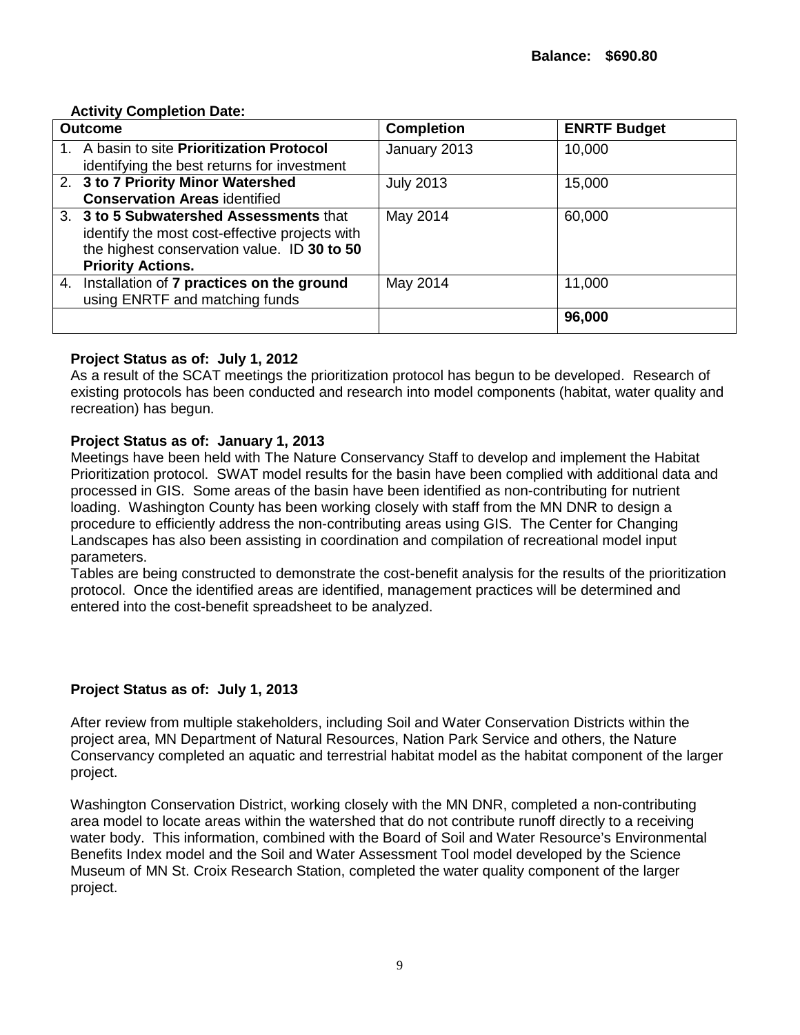**Balance: $690.80**

**Activity Completion Date:**

| Outcome | Completion | ENRTF Budget |
|---|---|---|
| 1. A basin to site **Prioritization Protocol** identifying the best returns for investment | January 2013 | 10,000 |
| 2. **3 to 7 Priority Minor Watershed Conservation Areas** identified | July 2013 | 15,000 |
| 3. **3 to 5 Subwatershed Assessments** that identify the most cost-effective projects with the highest conservation value. ID **30 to 50 Priority Actions.** | May 2014 | 60,000 |
| 4. Installation of **7 practices on the ground** using ENRTF and matching funds | May 2014 | 11,000 |
| | | **96,000** |

**Project Status as of: July 1, 2012**
As a result of the SCAT meetings the prioritization protocol has begun to be developed. Research of existing protocols has been conducted and research into model components (habitat, water quality and recreation) has begun.

**Project Status as of: January 1, 2013**
Meetings have been held with The Nature Conservancy Staff to develop and implement the Habitat Prioritization protocol. SWAT model results for the basin have been complied with additional data and processed in GIS. Some areas of the basin have been identified as non-contributing for nutrient loading. Washington County has been working closely with staff from the MN DNR to design a procedure to efficiently address the non-contributing areas using GIS. The Center for Changing Landscapes has also been assisting in coordination and compilation of recreational model input parameters.
Tables are being constructed to demonstrate the cost-benefit analysis for the results of the prioritization protocol. Once the identified areas are identified, management practices will be determined and entered into the cost-benefit spreadsheet to be analyzed.

**Project Status as of: July 1, 2013**

After review from multiple stakeholders, including Soil and Water Conservation Districts within the project area, MN Department of Natural Resources, Nation Park Service and others, the Nature Conservancy completed an aquatic and terrestrial habitat model as the habitat component of the larger project.

Washington Conservation District, working closely with the MN DNR, completed a non-contributing area model to locate areas within the watershed that do not contribute runoff directly to a receiving water body. This information, combined with the Board of Soil and Water Resource's Environmental Benefits Index model and the Soil and Water Assessment Tool model developed by the Science Museum of MN St. Croix Research Station, completed the water quality component of the larger project.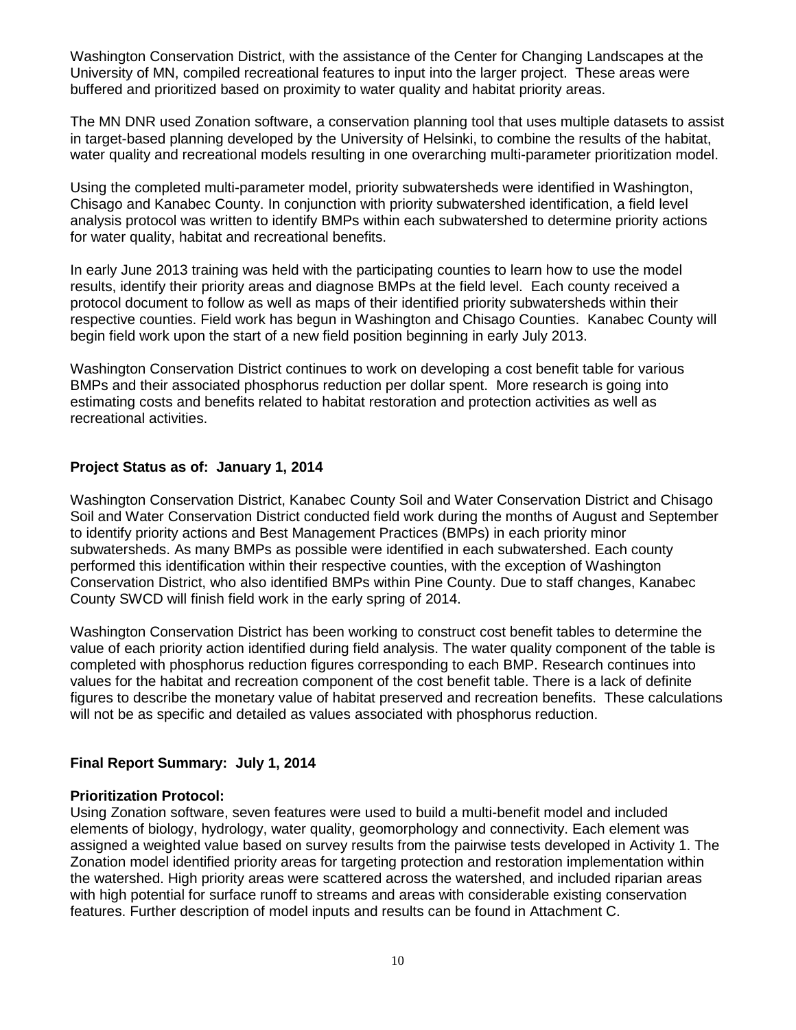Washington Conservation District, with the assistance of the Center for Changing Landscapes at the University of MN, compiled recreational features to input into the larger project. These areas were buffered and prioritized based on proximity to water quality and habitat priority areas.

The MN DNR used Zonation software, a conservation planning tool that uses multiple datasets to assist in target-based planning developed by the University of Helsinki, to combine the results of the habitat, water quality and recreational models resulting in one overarching multi-parameter prioritization model.

Using the completed multi-parameter model, priority subwatersheds were identified in Washington, Chisago and Kanabec County. In conjunction with priority subwatershed identification, a field level analysis protocol was written to identify BMPs within each subwatershed to determine priority actions for water quality, habitat and recreational benefits.

In early June 2013 training was held with the participating counties to learn how to use the model results, identify their priority areas and diagnose BMPs at the field level. Each county received a protocol document to follow as well as maps of their identified priority subwatersheds within their respective counties. Field work has begun in Washington and Chisago Counties. Kanabec County will begin field work upon the start of a new field position beginning in early July 2013.

Washington Conservation District continues to work on developing a cost benefit table for various BMPs and their associated phosphorus reduction per dollar spent. More research is going into estimating costs and benefits related to habitat restoration and protection activities as well as recreational activities.

**Project Status as of: January 1, 2014**

Washington Conservation District, Kanabec County Soil and Water Conservation District and Chisago Soil and Water Conservation District conducted field work during the months of August and September to identify priority actions and Best Management Practices (BMPs) in each priority minor subwatersheds. As many BMPs as possible were identified in each subwatershed. Each county performed this identification within their respective counties, with the exception of Washington Conservation District, who also identified BMPs within Pine County. Due to staff changes, Kanabec County SWCD will finish field work in the early spring of 2014.

Washington Conservation District has been working to construct cost benefit tables to determine the value of each priority action identified during field analysis. The water quality component of the table is completed with phosphorus reduction figures corresponding to each BMP. Research continues into values for the habitat and recreation component of the cost benefit table. There is a lack of definite figures to describe the monetary value of habitat preserved and recreation benefits. These calculations will not be as specific and detailed as values associated with phosphorus reduction.

**Final Report Summary: July 1, 2014**

**Prioritization Protocol:**
Using Zonation software, seven features were used to build a multi-benefit model and included elements of biology, hydrology, water quality, geomorphology and connectivity. Each element was assigned a weighted value based on survey results from the pairwise tests developed in Activity 1. The Zonation model identified priority areas for targeting protection and restoration implementation within the watershed. High priority areas were scattered across the watershed, and included riparian areas with high potential for surface runoff to streams and areas with considerable existing conservation features. Further description of model inputs and results can be found in Attachment C.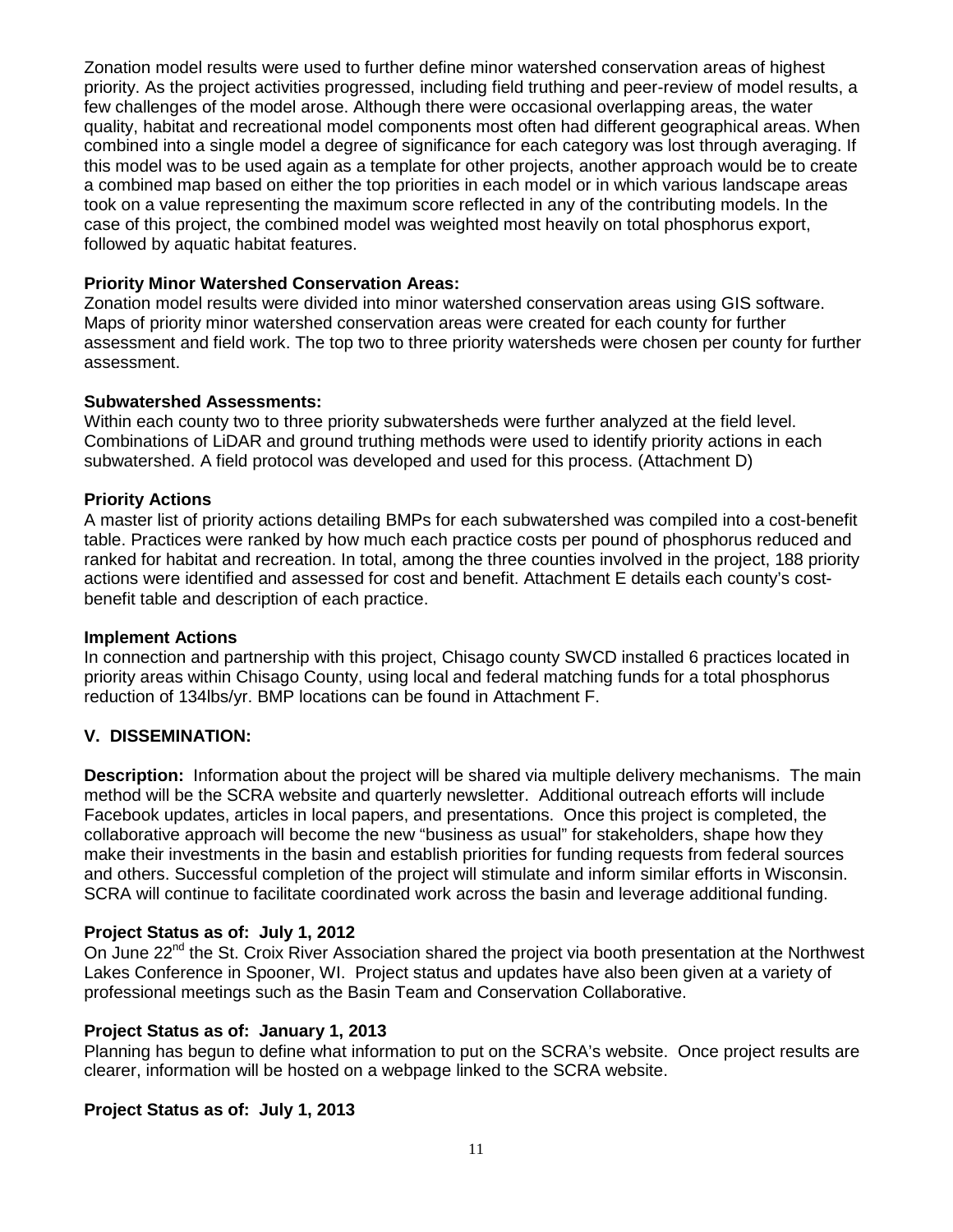Zonation model results were used to further define minor watershed conservation areas of highest priority. As the project activities progressed, including field truthing and peer-review of model results, a few challenges of the model arose. Although there were occasional overlapping areas, the water quality, habitat and recreational model components most often had different geographical areas. When combined into a single model a degree of significance for each category was lost through averaging. If this model was to be used again as a template for other projects, another approach would be to create a combined map based on either the top priorities in each model or in which various landscape areas took on a value representing the maximum score reflected in any of the contributing models. In the case of this project, the combined model was weighted most heavily on total phosphorus export, followed by aquatic habitat features.

**Priority Minor Watershed Conservation Areas:**
Zonation model results were divided into minor watershed conservation areas using GIS software. Maps of priority minor watershed conservation areas were created for each county for further assessment and field work. The top two to three priority watersheds were chosen per county for further assessment.

**Subwatershed Assessments:**
Within each county two to three priority subwatersheds were further analyzed at the field level. Combinations of LiDAR and ground truthing methods were used to identify priority actions in each subwatershed. A field protocol was developed and used for this process. (Attachment D)

**Priority Actions**
A master list of priority actions detailing BMPs for each subwatershed was compiled into a cost-benefit table. Practices were ranked by how much each practice costs per pound of phosphorus reduced and ranked for habitat and recreation. In total, among the three counties involved in the project, 188 priority actions were identified and assessed for cost and benefit. Attachment E details each county's cost-benefit table and description of each practice.

**Implement Actions**
In connection and partnership with this project, Chisago county SWCD installed 6 practices located in priority areas within Chisago County, using local and federal matching funds for a total phosphorus reduction of 134lbs/yr. BMP locations can be found in Attachment F.

## V. DISSEMINATION:

**Description:** Information about the project will be shared via multiple delivery mechanisms. The main method will be the SCRA website and quarterly newsletter. Additional outreach efforts will include Facebook updates, articles in local papers, and presentations. Once this project is completed, the collaborative approach will become the new "business as usual" for stakeholders, shape how they make their investments in the basin and establish priorities for funding requests from federal sources and others. Successful completion of the project will stimulate and inform similar efforts in Wisconsin. SCRA will continue to facilitate coordinated work across the basin and leverage additional funding.

**Project Status as of: July 1, 2012**
On June 22nd the St. Croix River Association shared the project via booth presentation at the Northwest Lakes Conference in Spooner, WI. Project status and updates have also been given at a variety of professional meetings such as the Basin Team and Conservation Collaborative.

**Project Status as of: January 1, 2013**
Planning has begun to define what information to put on the SCRA's website. Once project results are clearer, information will be hosted on a webpage linked to the SCRA website.

**Project Status as of: July 1, 2013**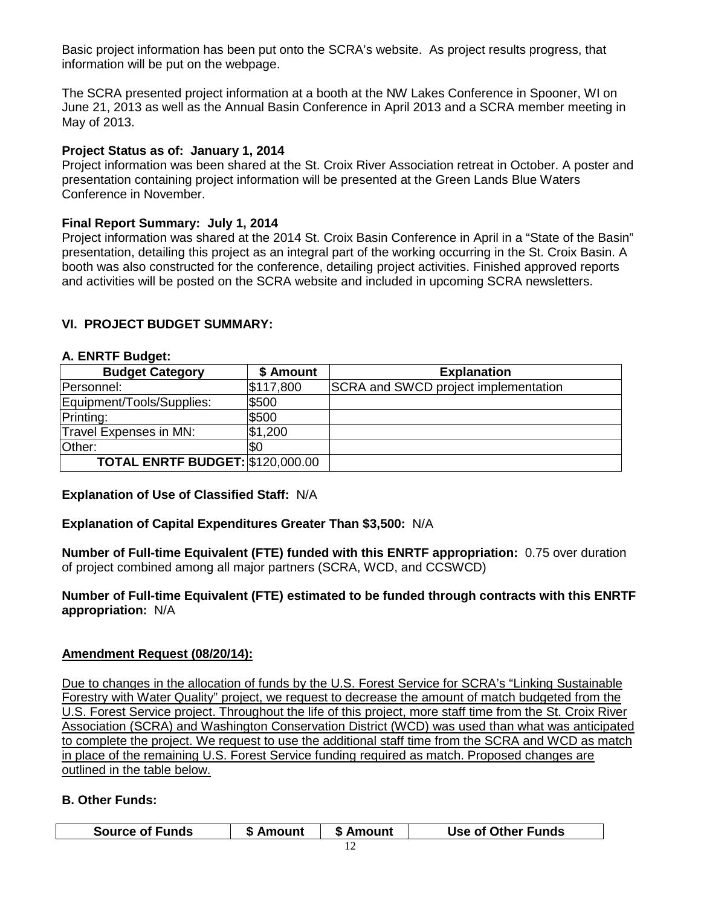Basic project information has been put onto the SCRA's website. As project results progress, that information will be put on the webpage.

The SCRA presented project information at a booth at the NW Lakes Conference in Spooner, WI on June 21, 2013 as well as the Annual Basin Conference in April 2013 and a SCRA member meeting in May of 2013.

**Project Status as of: January 1, 2014**
Project information was been shared at the St. Croix River Association retreat in October. A poster and presentation containing project information will be presented at the Green Lands Blue Waters Conference in November.

**Final Report Summary: July 1, 2014**
Project information was shared at the 2014 St. Croix Basin Conference in April in a "State of the Basin" presentation, detailing this project as an integral part of the working occurring in the St. Croix Basin. A booth was also constructed for the conference, detailing project activities. Finished approved reports and activities will be posted on the SCRA website and included in upcoming SCRA newsletters.

## VI. PROJECT BUDGET SUMMARY:

### A. ENRTF Budget:

| Budget Category | $ Amount | Explanation |
|---|---|---|
| Personnel: | $117,800 | SCRA and SWCD project implementation |
| Equipment/Tools/Supplies: | $500 | |
| Printing: | $500 | |
| Travel Expenses in MN: | $1,200 | |
| Other: | $0 | |
| **TOTAL ENRTF BUDGET:** | $120,000.00 | |

**Explanation of Use of Classified Staff:** N/A

**Explanation of Capital Expenditures Greater Than $3,500:** N/A

**Number of Full-time Equivalent (FTE) funded with this ENRTF appropriation:** 0.75 over duration of project combined among all major partners (SCRA, WCD, and CCSWCD)

**Number of Full-time Equivalent (FTE) estimated to be funded through contracts with this ENRTF appropriation:** N/A

**Amendment Request (08/20/14):**

Due to changes in the allocation of funds by the U.S. Forest Service for SCRA's "Linking Sustainable Forestry with Water Quality" project, we request to decrease the amount of match budgeted from the U.S. Forest Service project. Throughout the life of this project, more staff time from the St. Croix River Association (SCRA) and Washington Conservation District (WCD) was used than what was anticipated to complete the project. We request to use the additional staff time from the SCRA and WCD as match in place of the remaining U.S. Forest Service funding required as match. Proposed changes are outlined in the table below.

### B. Other Funds:

| Source of Funds | $ Amount | $ Amount | Use of Other Funds |
|---|---|---|---|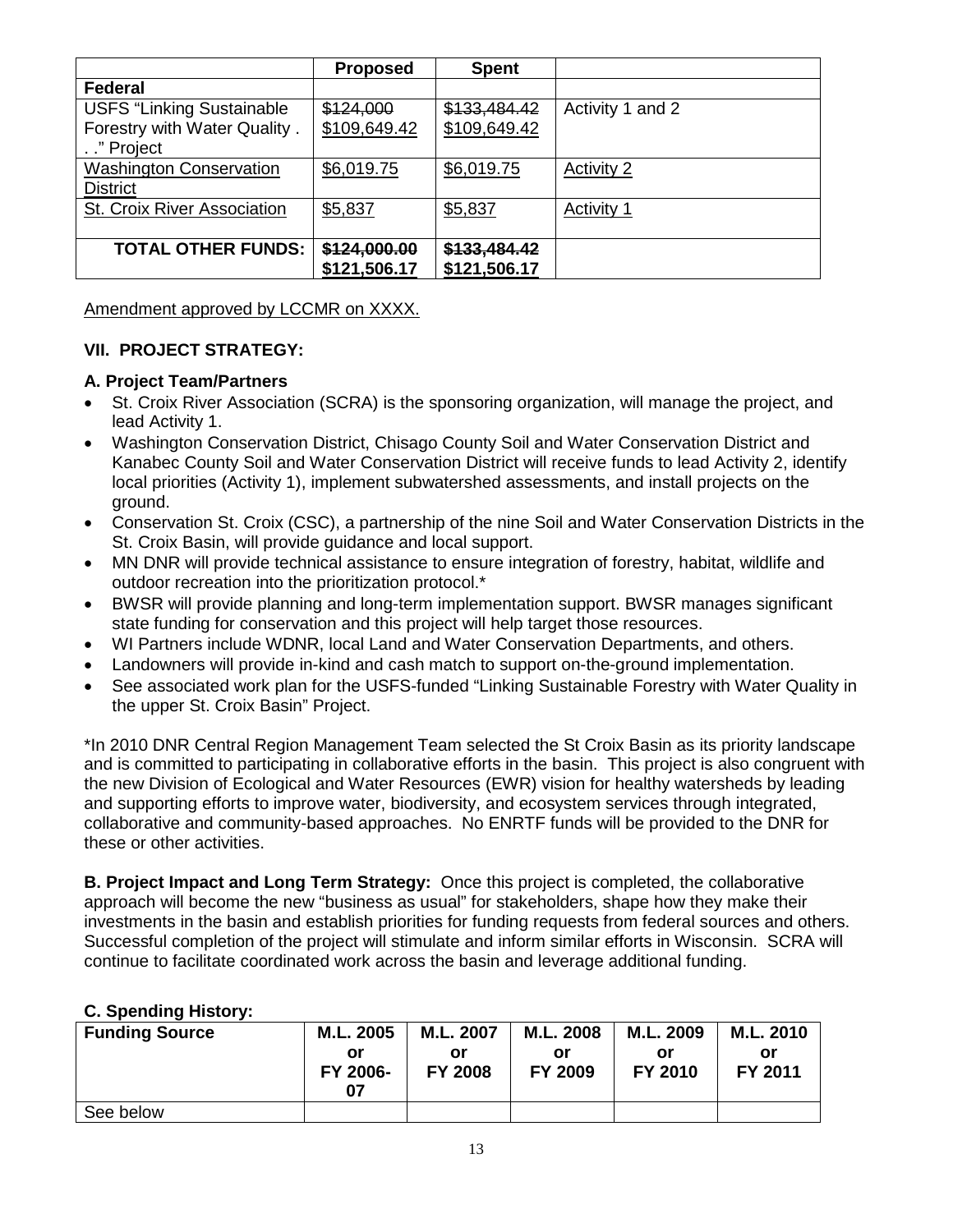| | Proposed | Spent | |
|---|---|---|---|
| **Federal** | | | |
| USFS "Linking Sustainable Forestry with Water Quality . . ." Project | ~~$124,000~~ $109,649.42 | ~~$133,484.42~~ $109,649.42 | Activity 1 and 2 |
| Washington Conservation District | $6,019.75 | $6,019.75 | Activity 2 |
| St. Croix River Association | $5,837 | $5,837 | Activity 1 |
| **TOTAL OTHER FUNDS:** | ~~**$124,000.00**~~ **$121,506.17** | ~~**$133,484.42**~~ **$121,506.17** | |

Amendment approved by LCCMR on XXXX.

## VII. PROJECT STRATEGY:

### A. Project Team/Partners

- St. Croix River Association (SCRA) is the sponsoring organization, will manage the project, and lead Activity 1.
- Washington Conservation District, Chisago County Soil and Water Conservation District and Kanabec County Soil and Water Conservation District will receive funds to lead Activity 2, identify local priorities (Activity 1), implement subwatershed assessments, and install projects on the ground.
- Conservation St. Croix (CSC), a partnership of the nine Soil and Water Conservation Districts in the St. Croix Basin, will provide guidance and local support.
- MN DNR will provide technical assistance to ensure integration of forestry, habitat, wildlife and outdoor recreation into the prioritization protocol.*
- BWSR will provide planning and long-term implementation support. BWSR manages significant state funding for conservation and this project will help target those resources.
- WI Partners include WDNR, local Land and Water Conservation Departments, and others.
- Landowners will provide in-kind and cash match to support on-the-ground implementation.
- See associated work plan for the USFS-funded "Linking Sustainable Forestry with Water Quality in the upper St. Croix Basin" Project.

*In 2010 DNR Central Region Management Team selected the St Croix Basin as its priority landscape and is committed to participating in collaborative efforts in the basin. This project is also congruent with the new Division of Ecological and Water Resources (EWR) vision for healthy watersheds by leading and supporting efforts to improve water, biodiversity, and ecosystem services through integrated, collaborative and community-based approaches. No ENRTF funds will be provided to the DNR for these or other activities.

**B. Project Impact and Long Term Strategy:** Once this project is completed, the collaborative approach will become the new "business as usual" for stakeholders, shape how they make their investments in the basin and establish priorities for funding requests from federal sources and others. Successful completion of the project will stimulate and inform similar efforts in Wisconsin. SCRA will continue to facilitate coordinated work across the basin and leverage additional funding.

### C. Spending History:

| Funding Source | M.L. 2005 or FY 2006-07 | M.L. 2007 or FY 2008 | M.L. 2008 or FY 2009 | M.L. 2009 or FY 2010 | M.L. 2010 or FY 2011 |
|---|---|---|---|---|---|
| See below | | | | | |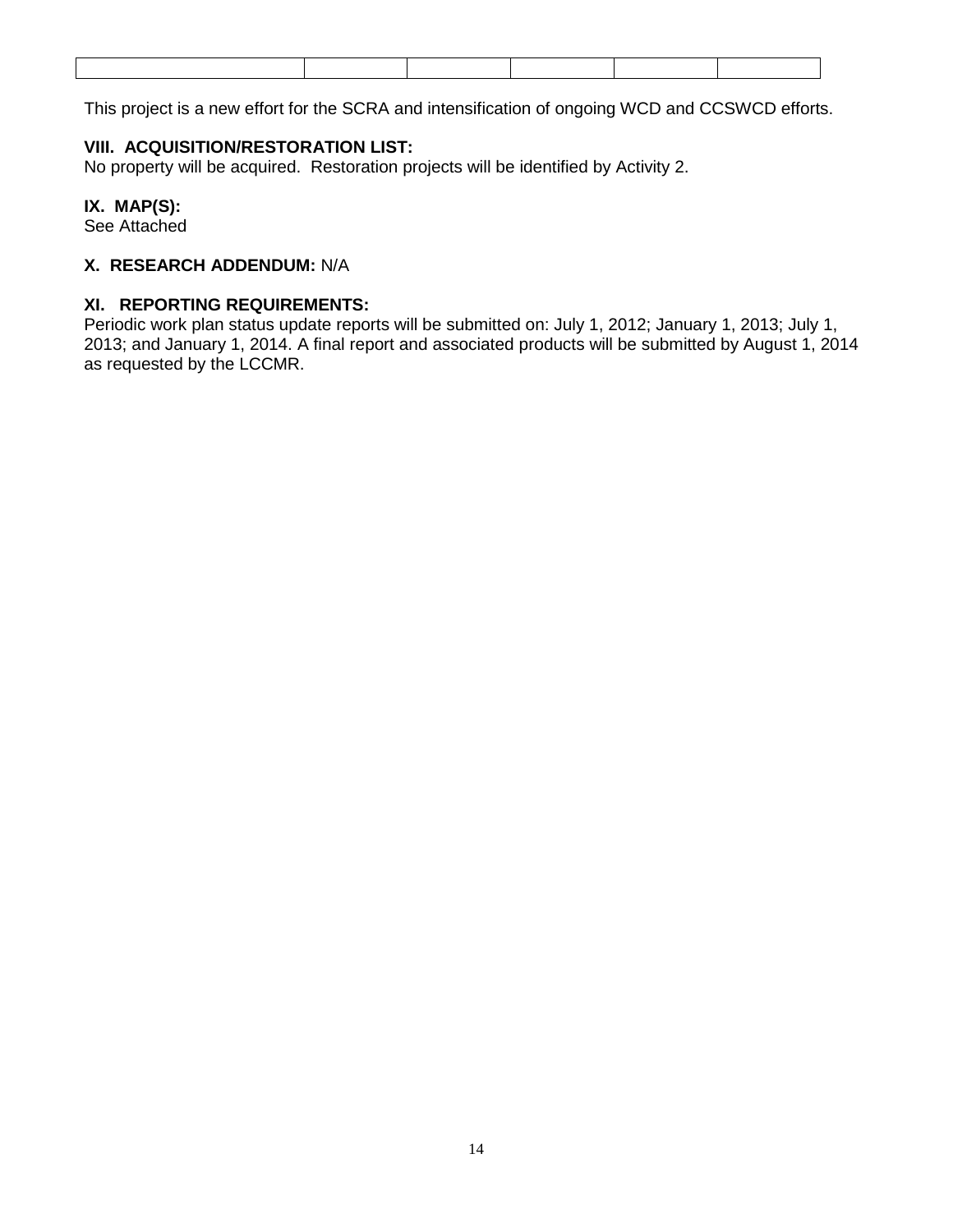| | | | | | |
|---|---|---|---|---|---|

This project is a new effort for the SCRA and intensification of ongoing WCD and CCSWCD efforts.

**VIII. ACQUISITION/RESTORATION LIST:**
No property will be acquired. Restoration projects will be identified by Activity 2.

**IX. MAP(S):**
See Attached

**X. RESEARCH ADDENDUM:** N/A

**XI. REPORTING REQUIREMENTS:**
Periodic work plan status update reports will be submitted on: July 1, 2012; January 1, 2013; July 1, 2013; and January 1, 2014. A final report and associated products will be submitted by August 1, 2014 as requested by the LCCMR.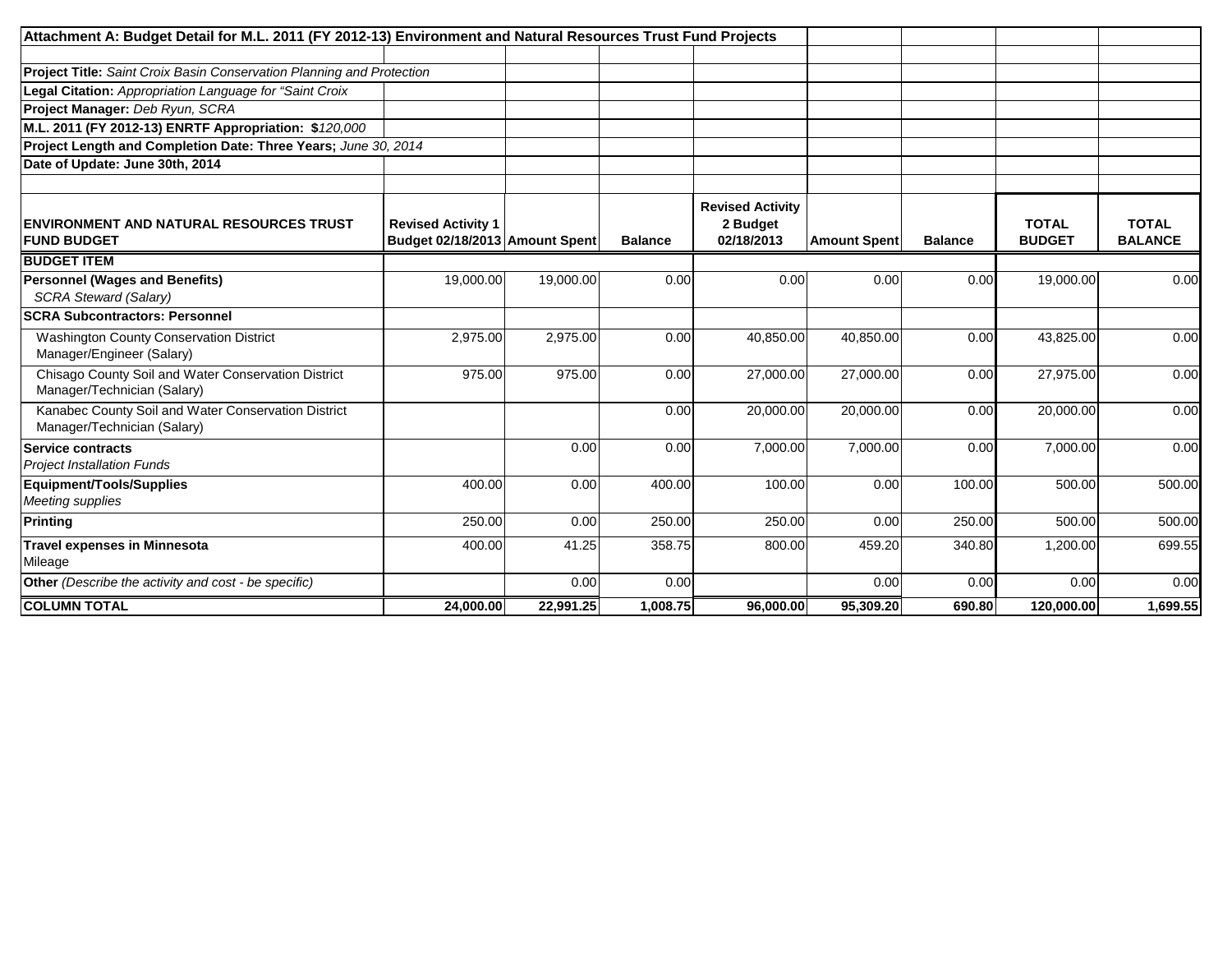**Attachment A: Budget Detail for M.L. 2011 (FY 2012-13) Environment and Natural Resources Trust Fund Projects**

**Project Title:** *Saint Croix Basin Conservation Planning and Protection*

**Legal Citation:** *Appropriation Language for "Saint Croix*

**Project Manager:** *Deb Ryun, SCRA*

**M.L. 2011 (FY 2012-13) ENRTF Appropriation: $***120,000*

**Project Length and Completion Date: Three Years;** *June 30, 2014*

**Date of Update: June 30th, 2014**

| ENVIRONMENT AND NATURAL RESOURCES TRUST FUND BUDGET | Revised Activity 1 Budget 02/18/2013 | Amount Spent | Balance | Revised Activity 2 Budget 02/18/2013 | Amount Spent | Balance | TOTAL BUDGET | TOTAL BALANCE |
|---|---|---|---|---|---|---|---|---|
| **BUDGET ITEM** | | | | | | | | |
| **Personnel (Wages and Benefits)** *SCRA Steward (Salary)* | 19,000.00 | 19,000.00 | 0.00 | 0.00 | 0.00 | 0.00 | 19,000.00 | 0.00 |
| **SCRA Subcontractors: Personnel** | | | | | | | | |
| Washington County Conservation District Manager/Engineer (Salary) | 2,975.00 | 2,975.00 | 0.00 | 40,850.00 | 40,850.00 | 0.00 | 43,825.00 | 0.00 |
| Chisago County Soil and Water Conservation District Manager/Technician (Salary) | 975.00 | 975.00 | 0.00 | 27,000.00 | 27,000.00 | 0.00 | 27,975.00 | 0.00 |
| Kanabec County Soil and Water Conservation District Manager/Technician (Salary) | | | 0.00 | 20,000.00 | 20,000.00 | 0.00 | 20,000.00 | 0.00 |
| **Service contracts** *Project Installation Funds* | | 0.00 | 0.00 | 7,000.00 | 7,000.00 | 0.00 | 7,000.00 | 0.00 |
| **Equipment/Tools/Supplies** *Meeting supplies* | 400.00 | 0.00 | 400.00 | 100.00 | 0.00 | 100.00 | 500.00 | 500.00 |
| **Printing** | 250.00 | 0.00 | 250.00 | 250.00 | 0.00 | 250.00 | 500.00 | 500.00 |
| **Travel expenses in Minnesota** Mileage | 400.00 | 41.25 | 358.75 | 800.00 | 459.20 | 340.80 | 1,200.00 | 699.55 |
| **Other** *(Describe the activity and cost - be specific)* | | 0.00 | 0.00 | | 0.00 | 0.00 | 0.00 | 0.00 |
| **COLUMN TOTAL** | **24,000.00** | **22,991.25** | **1,008.75** | **96,000.00** | **95,309.20** | **690.80** | **120,000.00** | **1,699.55** |